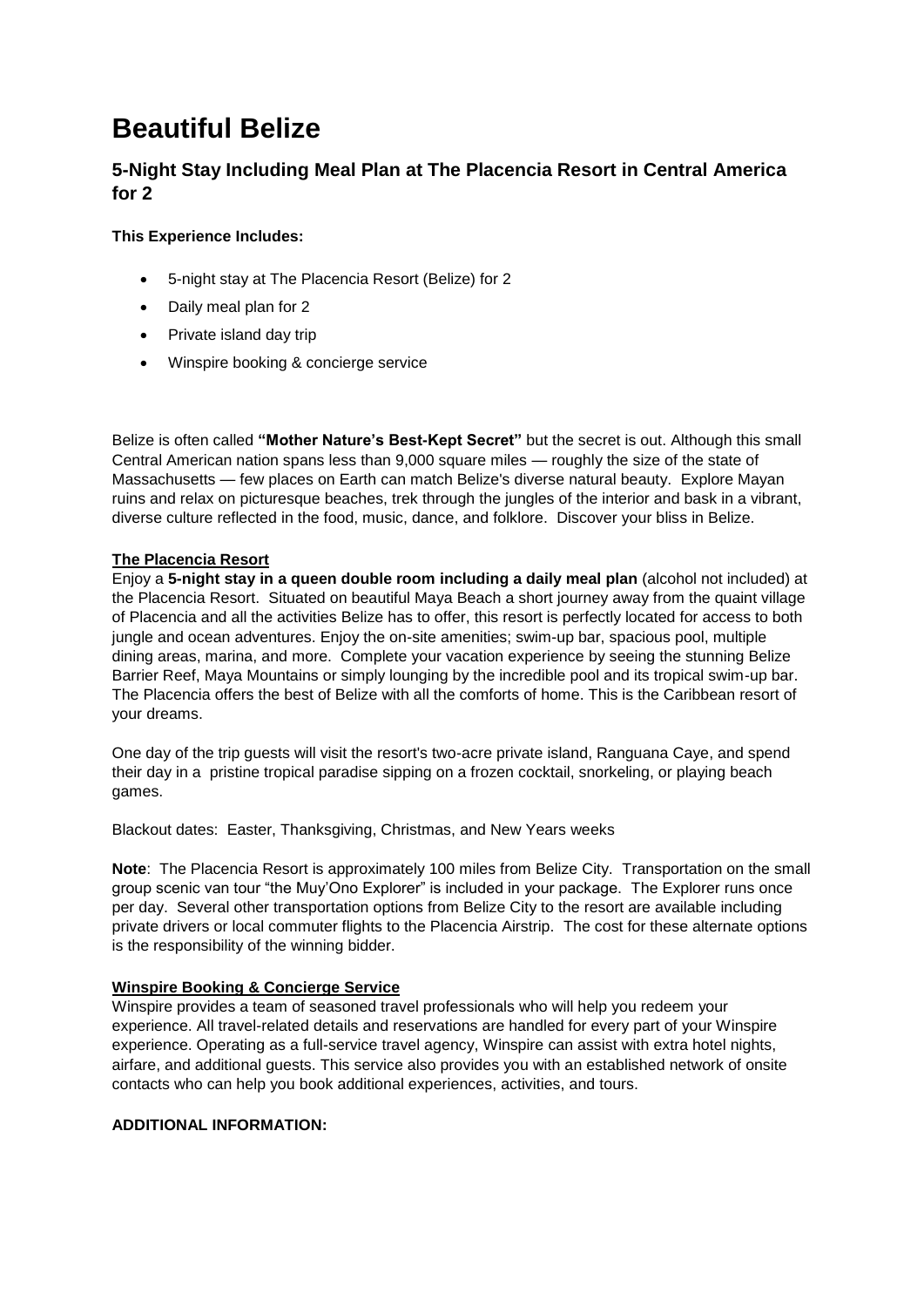# Beautiful Belize

## 5-Night Stay Including Meal Plan at The Placencia Resort in Central America for 2

**This Experience Includes:**

- 5-night stay at The Placencia Resort (Belize) for 2
- Daily meal plan for 2
- Private island day trip
- Winspire booking & concierge service

Belize is often called **"Mother Nature's Best-Kept Secret"** but the secret is out. Although this small Central American nation spans less than 9,000 square miles — roughly the size of the state of Massachusetts — few places on Earth can match Belize's diverse natural beauty. Explore Mayan ruins and relax on picturesque beaches, trek through the jungles of the interior and bask in a vibrant, diverse culture reflected in the food, music, dance, and folklore. Discover your bliss in Belize.

**The Placencia Resort**

Enjoy a **5-night stay in a queen double room including a daily meal plan** (alcohol not included) at the Placencia Resort. Situated on beautiful Maya Beach a short journey away from the quaint village of Placencia and all the activities Belize has to offer, this resort is perfectly located for access to both jungle and ocean adventures. Enjoy the on-site amenities; swim-up bar, spacious pool, multiple dining areas, marina, and more. Complete your vacation experience by seeing the stunning Belize Barrier Reef, Maya Mountains or simply lounging by the incredible pool and its tropical swim-up bar. The Placencia offers the best of Belize with all the comforts of home. This is the Caribbean resort of your dreams.

One day of the trip guests will visit the resort's two-acre private island, Ranguana Caye, and spend their day in a pristine tropical paradise sipping on a frozen cocktail, snorkeling, or playing beach games.

Blackout dates: Easter, Thanksgiving, Christmas, and New Years weeks

**Note**: The Placencia Resort is approximately 100 miles from Belize City. Transportation on the small group scenic van tour "the Muy'Ono Explorer" is included in your package. The Explorer runs once per day. Several other transportation options from Belize City to the resort are available including private drivers or local commuter flights to the Placencia Airstrip. The cost for these alternate options is the responsibility of the winning bidder.

**Winspire Booking & Concierge Service**

Winspire provides a team of seasoned travel professionals who will help you redeem your experience. All travel-related details and reservations are handled for every part of your Winspire experience. Operating as a full-service travel agency, Winspire can assist with extra hotel nights, airfare, and additional guests. This service also provides you with an established network of onsite contacts who can help you book additional experiences, activities, and tours.

**ADDITIONAL INFORMATION:**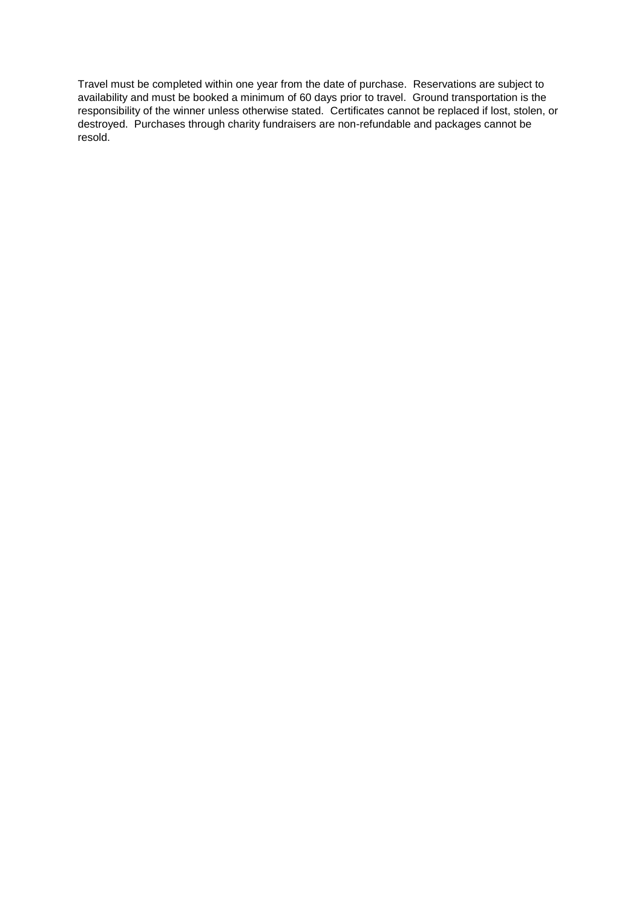Travel must be completed within one year from the date of purchase. Reservations are subject to availability and must be booked a minimum of 60 days prior to travel. Ground transportation is the responsibility of the winner unless otherwise stated. Certificates cannot be replaced if lost, stolen, or destroyed. Purchases through charity fundraisers are non-refundable and packages cannot be resold.